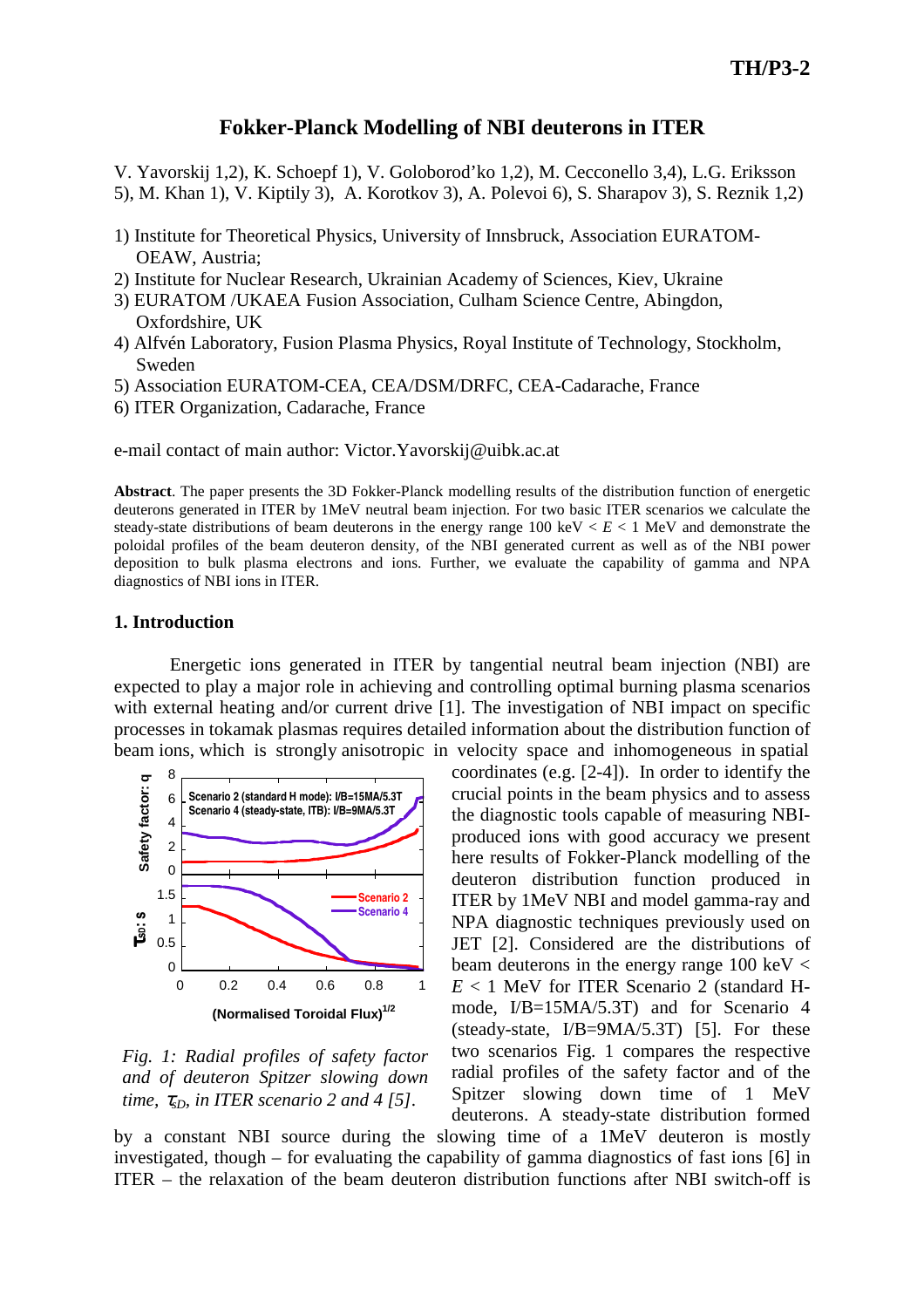# Fokker-Planck Modelling of NBI deuterons in ITER

V. Yavorskij 1,2), K. Schoepf 1), V. Goloborod'ko 1,2), M. Cecconello 3,4), L.G. Eriksson 5), M. Khan 1), V. Kiptily 3), A. Korotkov 3), A. Polevoi 6), S. Sharapov 3), S. Reznik 1,2)

1) Institute for Theoretical Physics, University of Innsbruck, Association EURATOM-OEAW, Austria;
2) Institute for Nuclear Research, Ukrainian Academy of Sciences, Kiev, Ukraine
3) EURATOM /UKAEA Fusion Association, Culham Science Centre, Abingdon, Oxfordshire, UK
4) Alfvén Laboratory, Fusion Plasma Physics, Royal Institute of Technology, Stockholm, Sweden
5) Association EURATOM-CEA, CEA/DSM/DRFC, CEA-Cadarache, France
6) ITER Organization, Cadarache, France

e-mail contact of main author: Victor.Yavorskij@uibk.ac.at

**Abstract**. The paper presents the 3D Fokker-Planck modelling results of the distribution function of energetic deuterons generated in ITER by 1MeV neutral beam injection. For two basic ITER scenarios we calculate the steady-state distributions of beam deuterons in the energy range 100 keV < $E$ < 1 MeV and demonstrate the poloidal profiles of the beam deuteron density, of the NBI generated current as well as of the NBI power deposition to bulk plasma electrons and ions. Further, we evaluate the capability of gamma and NPA diagnostics of NBI ions in ITER.

## 1. Introduction

Energetic ions generated in ITER by tangential neutral beam injection (NBI) are expected to play a major role in achieving and controlling optimal burning plasma scenarios with external heating and/or current drive [1]. The investigation of NBI impact on specific processes in tokamak plasmas requires detailed information about the distribution function of beam ions, which is strongly anisotropic in velocity space and inhomogeneous in spatial coordinates (e.g. [2-4]). In order to identify the crucial points in the beam physics and to assess the diagnostic tools capable of measuring NBI-produced ions with good accuracy we present here results of Fokker-Planck modelling of the deuteron distribution function produced in ITER by 1MeV NBI and model gamma-ray and NPA diagnostic techniques previously used on JET [2]. Considered are the distributions of beam deuterons in the energy range 100 keV < $E$ < 1 MeV for ITER Scenario 2 (standard H-mode, I/B=15MA/5.3T) and for Scenario 4 (steady-state, I/B=9MA/5.3T) [5]. For these two scenarios Fig. 1 compares the respective radial profiles of the safety factor and of the Spitzer slowing down time of 1 MeV deuterons. A steady-state distribution formed by a constant NBI source during the slowing time of a 1MeV deuteron is mostly investigated, though – for evaluating the capability of gamma diagnostics of fast ions [6] in ITER – the relaxation of the beam deuteron distribution functions after NBI switch-off is

*Fig. 1: Radial profiles of safety factor and of deuteron Spitzer slowing down time, $\tau_{SD}$, in ITER scenario 2 and 4 [5].*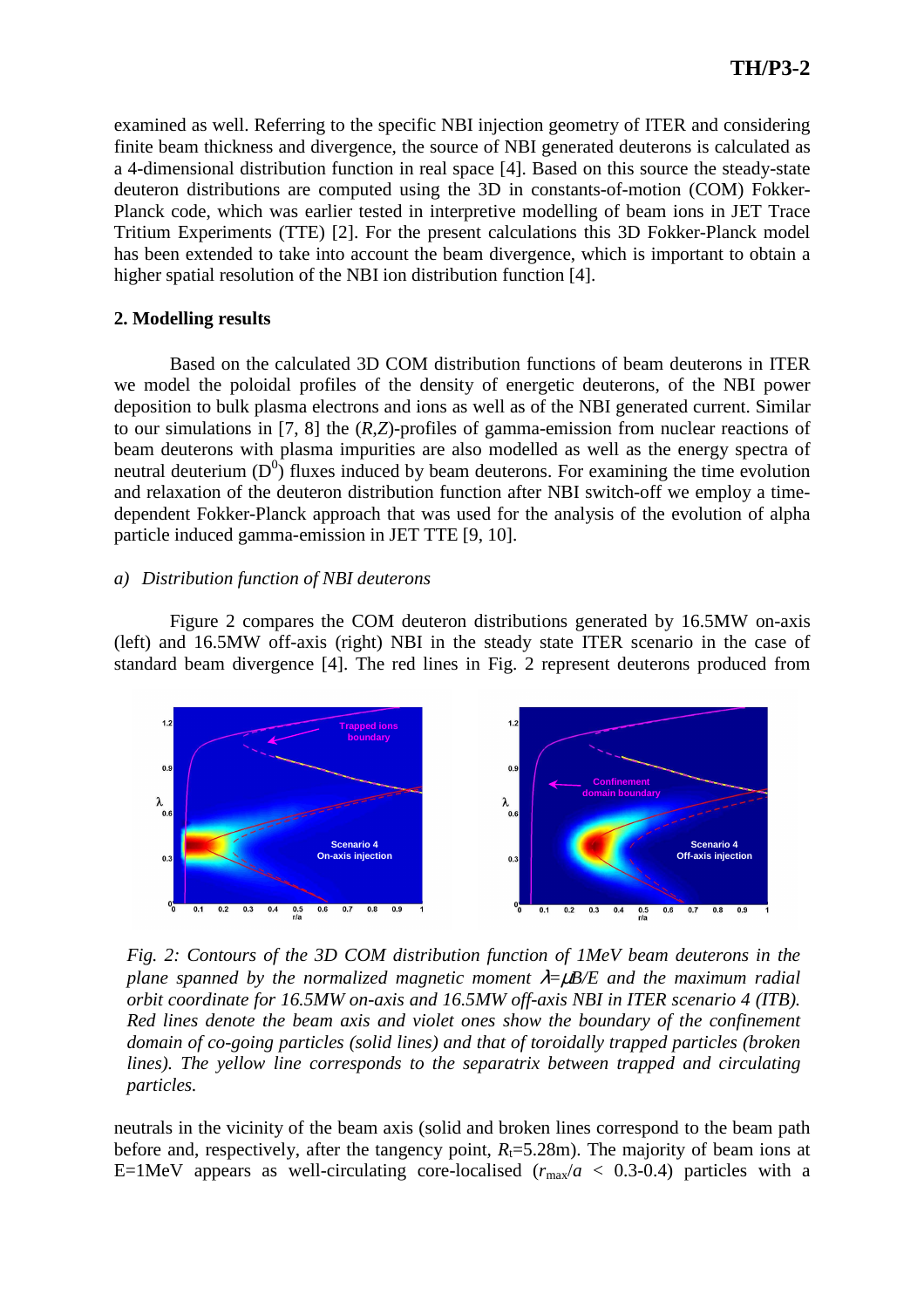examined as well. Referring to the specific NBI injection geometry of ITER and considering finite beam thickness and divergence, the source of NBI generated deuterons is calculated as a 4-dimensional distribution function in real space [4]. Based on this source the steady-state deuteron distributions are computed using the 3D in constants-of-motion (COM) Fokker-Planck code, which was earlier tested in interpretive modelling of beam ions in JET Trace Tritium Experiments (TTE) [2]. For the present calculations this 3D Fokker-Planck model has been extended to take into account the beam divergence, which is important to obtain a higher spatial resolution of the NBI ion distribution function [4].

## 2. Modelling results

Based on the calculated 3D COM distribution functions of beam deuterons in ITER we model the poloidal profiles of the density of energetic deuterons, of the NBI power deposition to bulk plasma electrons and ions as well as of the NBI generated current. Similar to our simulations in [7, 8] the ($R$,$Z$)-profiles of gamma-emission from nuclear reactions of beam deuterons with plasma impurities are also modelled as well as the energy spectra of neutral deuterium ($D^0$) fluxes induced by beam deuterons. For examining the time evolution and relaxation of the deuteron distribution function after NBI switch-off we employ a time-dependent Fokker-Planck approach that was used for the analysis of the evolution of alpha particle induced gamma-emission in JET TTE [9, 10].

### *a) Distribution function of NBI deuterons*

Figure 2 compares the COM deuteron distributions generated by 16.5MW on-axis (left) and 16.5MW off-axis (right) NBI in the steady state ITER scenario in the case of standard beam divergence [4]. The red lines in Fig. 2 represent deuterons produced from

*Fig. 2: Contours of the 3D COM distribution function of 1MeV beam deuterons in the plane spanned by the normalized magnetic moment $\lambda=\mu B/E$ and the maximum radial orbit coordinate for 16.5MW on-axis and 16.5MW off-axis NBI in ITER scenario 4 (ITB). Red lines denote the beam axis and violet ones show the boundary of the confinement domain of co-going particles (solid lines) and that of toroidally trapped particles (broken lines). The yellow line corresponds to the separatrix between trapped and circulating particles.*

neutrals in the vicinity of the beam axis (solid and broken lines correspond to the beam path before and, respectively, after the tangency point, $R_t$=5.28m). The majority of beam ions at E=1MeV appears as well-circulating core-localised ($r_{max}/a$ < 0.3-0.4) particles with a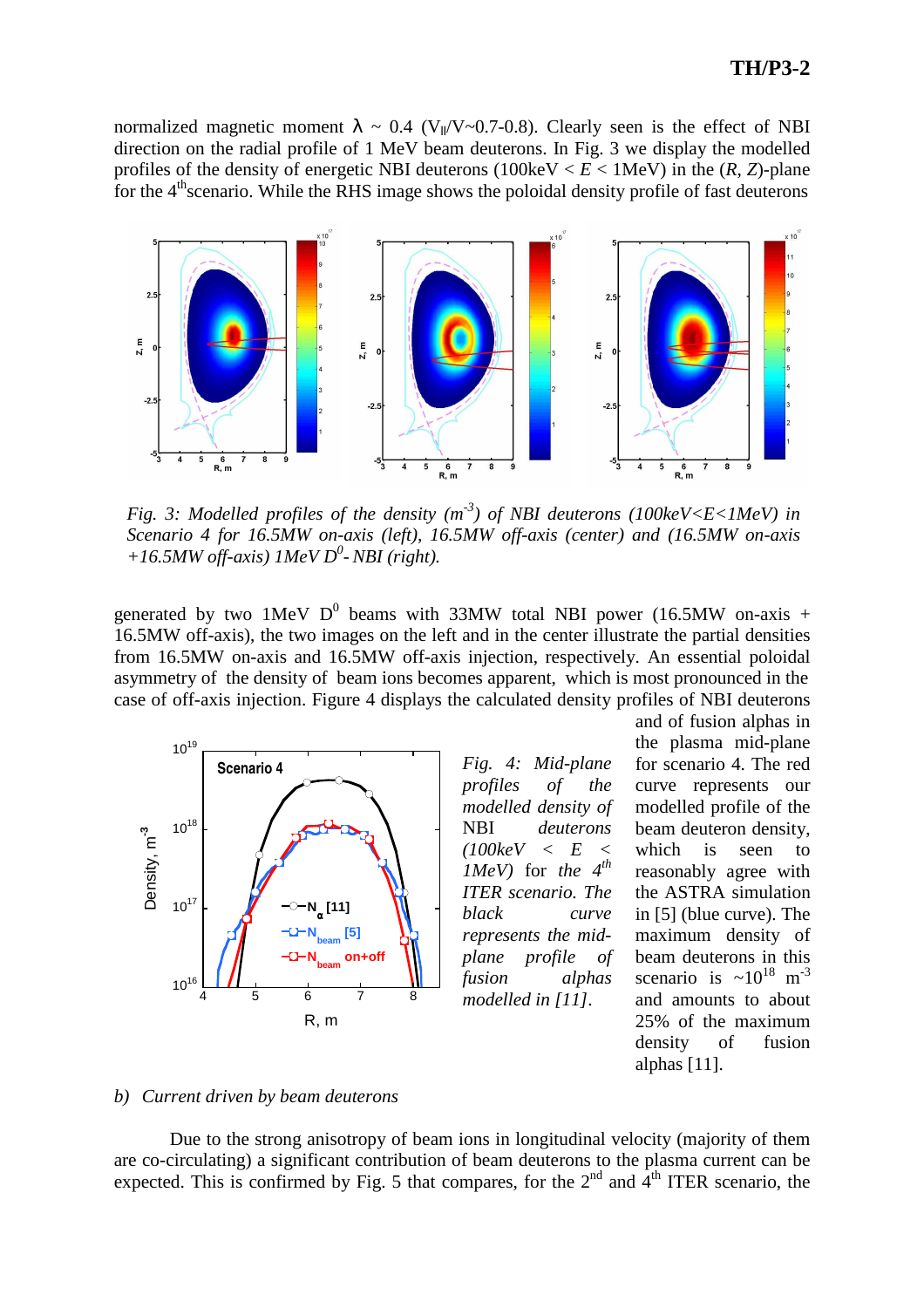normalized magnetic moment $\lambda \sim 0.4$ ($V_{\|}/V$~0.7-0.8). Clearly seen is the effect of NBI direction on the radial profile of 1 MeV beam deuterons. In Fig. 3 we display the modelled profiles of the density of energetic NBI deuterons (100keV < $E$ < 1MeV) in the ($R$, $Z$)-plane for the 4th scenario. While the RHS image shows the poloidal density profile of fast deuterons

*Fig. 3: Modelled profiles of the density ($m^{-3}$) of NBI deuterons (100keV<E<1MeV) in Scenario 4 for 16.5MW on-axis (left), 16.5MW off-axis (center) and (16.5MW on-axis +16.5MW off-axis) 1MeV $D^0$- NBI (right).*

generated by two 1MeV $D^0$ beams with 33MW total NBI power (16.5MW on-axis + 16.5MW off-axis), the two images on the left and in the center illustrate the partial densities from 16.5MW on-axis and 16.5MW off-axis injection, respectively. An essential poloidal asymmetry of the density of beam ions becomes apparent, which is most pronounced in the case of off-axis injection. Figure 4 displays the calculated density profiles of NBI deuterons and of fusion alphas in the plasma mid-plane for scenario 4. The red curve represents our modelled profile of the beam deuteron density, which is seen to reasonably agree with the ASTRA simulation in [5] (blue curve). The maximum density of beam deuterons in this scenario is ~$10^{18}$ $m^{-3}$ and amounts to about 25% of the maximum density of fusion alphas [11].

*Fig. 4: Mid-plane profiles of the modelled density of NBI deuterons (100keV < E < 1MeV) for the 4th ITER scenario. The black curve represents the mid-plane profile of fusion alphas modelled in [11].*

*b) Current driven by beam deuterons*

Due to the strong anisotropy of beam ions in longitudinal velocity (majority of them are co-circulating) a significant contribution of beam deuterons to the plasma current can be expected. This is confirmed by Fig. 5 that compares, for the 2nd and 4th ITER scenario, the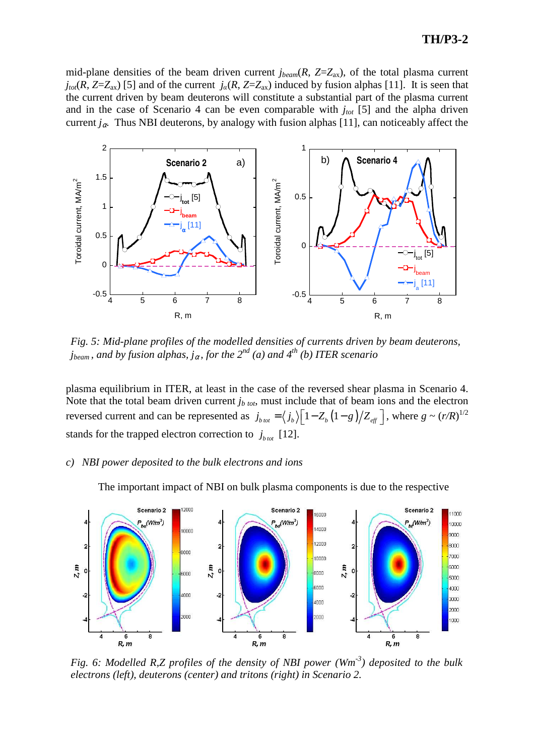mid-plane densities of the beam driven current $j_{beam}(R, Z=Z_{ax})$, of the total plasma current $j_{tot}(R, Z=Z_{ax})$ [5] and of the current $j_{\alpha}(R, Z=Z_{ax})$ induced by fusion alphas [11]. It is seen that the current driven by beam deuterons will constitute a substantial part of the plasma current and in the case of Scenario 4 can be even comparable with $j_{tot}$ [5] and the alpha driven current $j_{\alpha}$. Thus NBI deuterons, by analogy with fusion alphas [11], can noticeably affect the

*Fig. 5: Mid-plane profiles of the modelled densities of currents driven by beam deuterons, $j_{beam}$, and by fusion alphas, $j_{\alpha}$, for the $2^{nd}$ (a) and $4^{th}$ (b) ITER scenario*

plasma equilibrium in ITER, at least in the case of the reversed shear plasma in Scenario 4. Note that the total beam driven current $j_{b\,tot}$, must include that of beam ions and the electron reversed current and can be represented as $j_{b\,tot} = \langle j_b \rangle \left[1 - Z_b\left(1-g\right)/Z_{eff}\right]$, where $g \sim (r/R)^{1/2}$ stands for the trapped electron correction to $j_{b\,tot}$ [12].

*c) NBI power deposited to the bulk electrons and ions*

The important impact of NBI on bulk plasma components is due to the respective

*Fig. 6: Modelled R,Z profiles of the density of NBI power ($Wm^{-3}$) deposited to the bulk electrons (left), deuterons (center) and tritons (right) in Scenario 2.*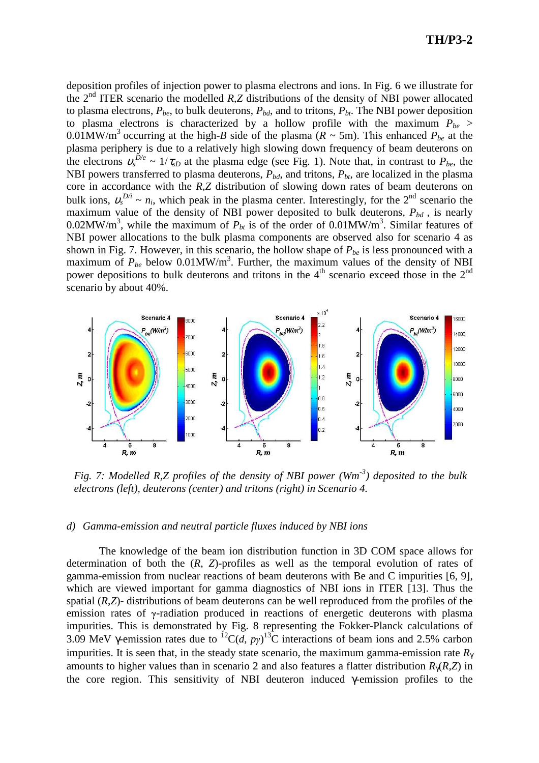deposition profiles of injection power to plasma electrons and ions. In Fig. 6 we illustrate for the 2nd ITER scenario the modelled *R,Z* distributions of the density of NBI power allocated to plasma electrons, $P_{be}$, to bulk deuterons, $P_{bd}$, and to tritons, $P_{bt}$. The NBI power deposition to plasma electrons is characterized by a hollow profile with the maximum $P_{be} > 0.01\text{MW/m}^3$ occurring at the high-*B* side of the plasma ($R \sim 5$m). This enhanced $P_{be}$ at the plasma periphery is due to a relatively high slowing down frequency of beam deuterons on the electrons $\upsilon_s^{D/e} \sim 1/\tau_{sD}$ at the plasma edge (see Fig. 1). Note that, in contrast to $P_{be}$, the NBI powers transferred to plasma deuterons, $P_{bd}$, and tritons, $P_{bt}$, are localized in the plasma core in accordance with the *R,Z* distribution of slowing down rates of beam deuterons on bulk ions, $\upsilon_s^{D/i} \sim n_i$, which peak in the plasma center. Interestingly, for the 2nd scenario the maximum value of the density of NBI power deposited to bulk deuterons, $P_{bd}$, is nearly $0.02\text{MW/m}^3$, while the maximum of $P_{bt}$ is of the order of $0.01\text{MW/m}^3$. Similar features of NBI power allocations to the bulk plasma components are observed also for scenario 4 as shown in Fig. 7. However, in this scenario, the hollow shape of $P_{be}$ is less pronounced with a maximum of $P_{be}$ below $0.01\text{MW/m}^3$. Further, the maximum values of the density of NBI power depositions to bulk deuterons and tritons in the 4th scenario exceed those in the 2nd scenario by about 40%.

*Fig. 7: Modelled R,Z profiles of the density of NBI power ($Wm^{-3}$) deposited to the bulk electrons (left), deuterons (center) and tritons (right) in Scenario 4.*

### d) *Gamma-emission and neutral particle fluxes induced by NBI ions*

The knowledge of the beam ion distribution function in 3D COM space allows for determination of both the (*R*, *Z*)-profiles as well as the temporal evolution of rates of gamma-emission from nuclear reactions of beam deuterons with Be and C impurities [6, 9], which are viewed important for gamma diagnostics of NBI ions in ITER [13]. Thus the spatial (*R,Z*)- distributions of beam deuterons can be well reproduced from the profiles of the emission rates of γ-radiation produced in reactions of energetic deuterons with plasma impurities. This is demonstrated by Fig. 8 representing the Fokker-Planck calculations of 3.09 MeV γ-emission rates due to $^{12}C(d, p\gamma)^{13}C$ interactions of beam ions and 2.5% carbon impurities. It is seen that, in the steady state scenario, the maximum gamma-emission rate $R_\gamma$ amounts to higher values than in scenario 2 and also features a flatter distribution $R_\gamma(R,Z)$ in the core region. This sensitivity of NBI deuteron induced γ-emission profiles to the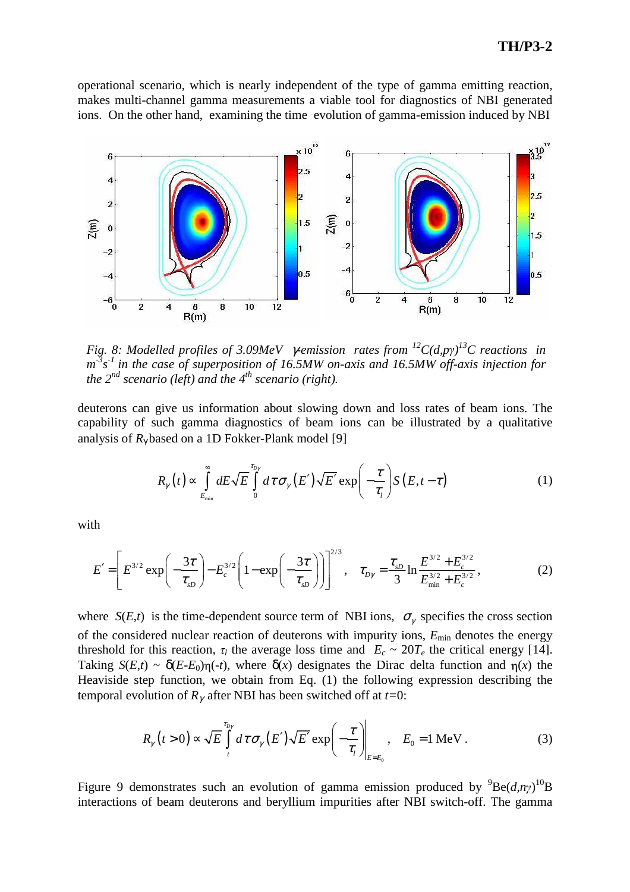operational scenario, which is nearly independent of the type of gamma emitting reaction, makes multi-channel gamma measurements a viable tool for diagnostics of NBI generated ions. On the other hand, examining the time evolution of gamma-emission induced by NBI

*Fig. 8: Modelled profiles of 3.09MeV γ-emission rates from $^{12}C(d,p\gamma)^{13}C$ reactions in $m^{-3}s^{-1}$ in the case of superposition of 16.5MW on-axis and 16.5MW off-axis injection for the 2nd scenario (left) and the 4th scenario (right).*

deuterons can give us information about slowing down and loss rates of beam ions. The capability of such gamma diagnostics of beam ions can be illustrated by a qualitative analysis of $R_\gamma$ based on a 1D Fokker-Plank model [9]

$$R_\gamma(t) \propto \int_{E_{\min}}^{\infty} dE\sqrt{E}\int_0^{\tau_{D\gamma}} d\tau\,\sigma_\gamma(E')\sqrt{E'}\exp\left(-\frac{\tau}{\tau_l}\right)S(E,t-\tau) \tag{1}$$

with

$$E' = \left[E^{3/2}\exp\left(-\frac{3\tau}{\tau_{sD}}\right) - E_c^{3/2}\left(1-\exp\left(-\frac{3\tau}{\tau_{sD}}\right)\right)\right]^{2/3}, \quad \tau_{D\gamma} = \frac{\tau_{sD}}{3}\ln\frac{E^{3/2}+E_c^{3/2}}{E_{\min}^{3/2}+E_c^{3/2}}, \tag{2}$$

where $S(E,t)$ is the time-dependent source term of NBI ions, $\sigma_\gamma$ specifies the cross section of the considered nuclear reaction of deuterons with impurity ions, $E_{\min}$ denotes the energy threshold for this reaction, $\tau_l$ the average loss time and $E_c \sim 20T_e$ the critical energy [14]. Taking $S(E,t) \sim \delta(E-E_0)\eta(-t)$, where $\delta(x)$ designates the Dirac delta function and $\eta(x)$ the Heaviside step function, we obtain from Eq. (1) the following expression describing the temporal evolution of $R_\gamma$ after NBI has been switched off at $t$=0:

$$R_\gamma(t>0) \propto \sqrt{E}\int_t^{\tau_{D\gamma}} d\tau\,\sigma_\gamma(E')\sqrt{E'}\exp\left(-\frac{\tau}{\tau_l}\right)\Bigg|_{E=E_0}, \quad E_0 = 1\text{ MeV}. \tag{3}$$

Figure 9 demonstrates such an evolution of gamma emission produced by $^{9}Be(d,n\gamma)^{10}B$ interactions of beam deuterons and beryllium impurities after NBI switch-off. The gamma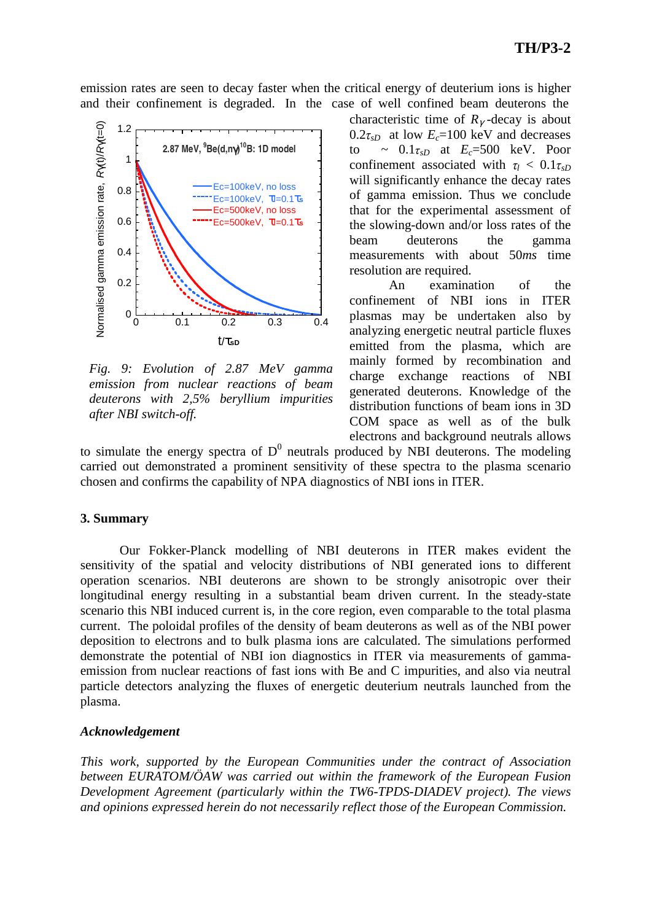emission rates are seen to decay faster when the critical energy of deuterium ions is higher and their confinement is degraded. In the case of well confined beam deuterons the characteristic time of $R_\gamma$-decay is about $0.2\tau_{sD}$ at low $E_c$=100 keV and decreases to ~ $0.1\tau_{sD}$ at $E_c$=500 keV. Poor confinement associated with $\tau_l < 0.1\tau_{sD}$ will significantly enhance the decay rates of gamma emission. Thus we conclude that for the experimental assessment of the slowing-down and/or loss rates of the beam deuterons the gamma measurements with about 50*ms* time resolution are required.

*Fig. 9: Evolution of 2.87 MeV gamma emission from nuclear reactions of beam deuterons with 2,5% beryllium impurities after NBI switch-off.*

An examination of the confinement of NBI ions in ITER plasmas may be undertaken also by analyzing energetic neutral particle fluxes emitted from the plasma, which are mainly formed by recombination and charge exchange reactions of NBI generated deuterons. Knowledge of the distribution functions of beam ions in 3D COM space as well as of the bulk electrons and background neutrals allows to simulate the energy spectra of $D^0$ neutrals produced by NBI deuterons. The modeling carried out demonstrated a prominent sensitivity of these spectra to the plasma scenario chosen and confirms the capability of NPA diagnostics of NBI ions in ITER.

## 3. Summary

Our Fokker-Planck modelling of NBI deuterons in ITER makes evident the sensitivity of the spatial and velocity distributions of NBI generated ions to different operation scenarios. NBI deuterons are shown to be strongly anisotropic over their longitudinal energy resulting in a substantial beam driven current. In the steady-state scenario this NBI induced current is, in the core region, even comparable to the total plasma current. The poloidal profiles of the density of beam deuterons as well as of the NBI power deposition to electrons and to bulk plasma ions are calculated. The simulations performed demonstrate the potential of NBI ion diagnostics in ITER via measurements of gamma-emission from nuclear reactions of fast ions with Be and C impurities, and also via neutral particle detectors analyzing the fluxes of energetic deuterium neutrals launched from the plasma.

### *Acknowledgement*

*This work, supported by the European Communities under the contract of Association between EURATOM/ÖAW was carried out within the framework of the European Fusion Development Agreement (particularly within the TW6-TPDS-DIADEV project). The views and opinions expressed herein do not necessarily reflect those of the European Commission.*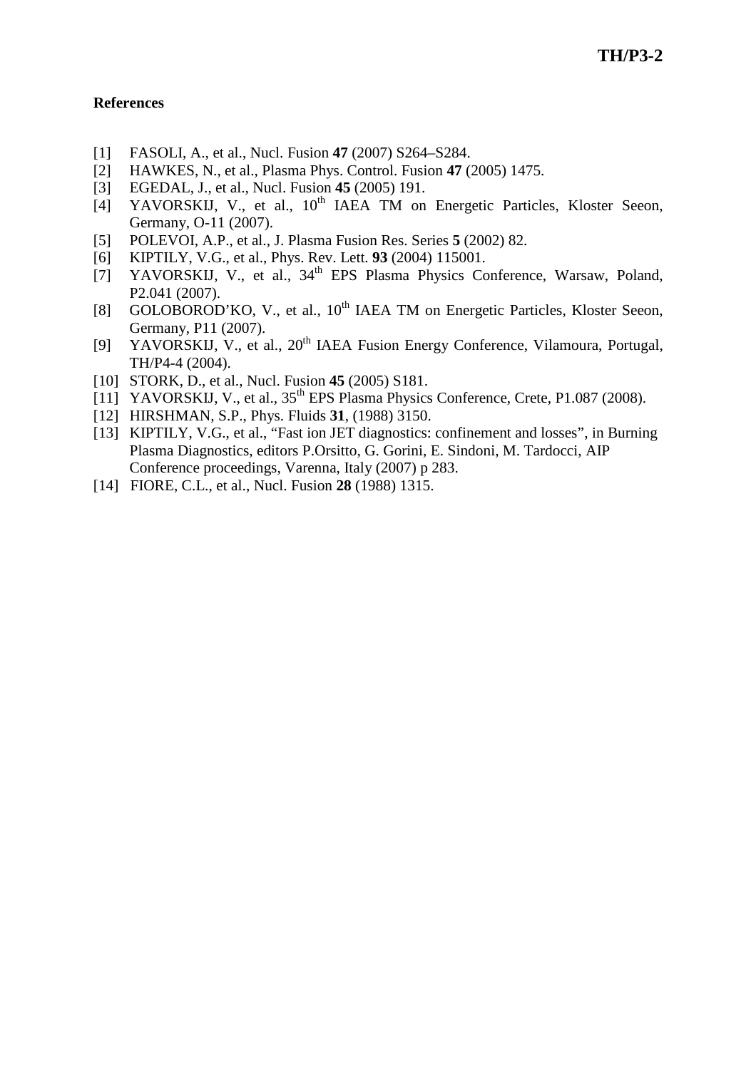**References**

[1] FASOLI, A., et al., Nucl. Fusion **47** (2007) S264–S284.
[2] HAWKES, N., et al., Plasma Phys. Control. Fusion **47** (2005) 1475.
[3] EGEDAL, J., et al., Nucl. Fusion **45** (2005) 191.
[4] YAVORSKIJ, V., et al., $10^{th}$ IAEA TM on Energetic Particles, Kloster Seeon, Germany, O-11 (2007).
[5] POLEVOI, A.P., et al., J. Plasma Fusion Res. Series **5** (2002) 82.
[6] KIPTILY, V.G., et al., Phys. Rev. Lett. **93** (2004) 115001.
[7] YAVORSKIJ, V., et al., $34^{th}$ EPS Plasma Physics Conference, Warsaw, Poland, P2.041 (2007).
[8] GOLOBOROD'KO, V., et al., $10^{th}$ IAEA TM on Energetic Particles, Kloster Seeon, Germany, P11 (2007).
[9] YAVORSKIJ, V., et al., $20^{th}$ IAEA Fusion Energy Conference, Vilamoura, Portugal, TH/P4-4 (2004).
[10] STORK, D., et al., Nucl. Fusion **45** (2005) S181.
[11] YAVORSKIJ, V., et al., $35^{th}$ EPS Plasma Physics Conference, Crete, P1.087 (2008).
[12] HIRSHMAN, S.P., Phys. Fluids **31**, (1988) 3150.
[13] KIPTILY, V.G., et al., "Fast ion JET diagnostics: confinement and losses", in Burning Plasma Diagnostics, editors P.Orsitto, G. Gorini, E. Sindoni, M. Tardocci, AIP Conference proceedings, Varenna, Italy (2007) p 283.
[14] FIORE, C.L., et al., Nucl. Fusion **28** (1988) 1315.